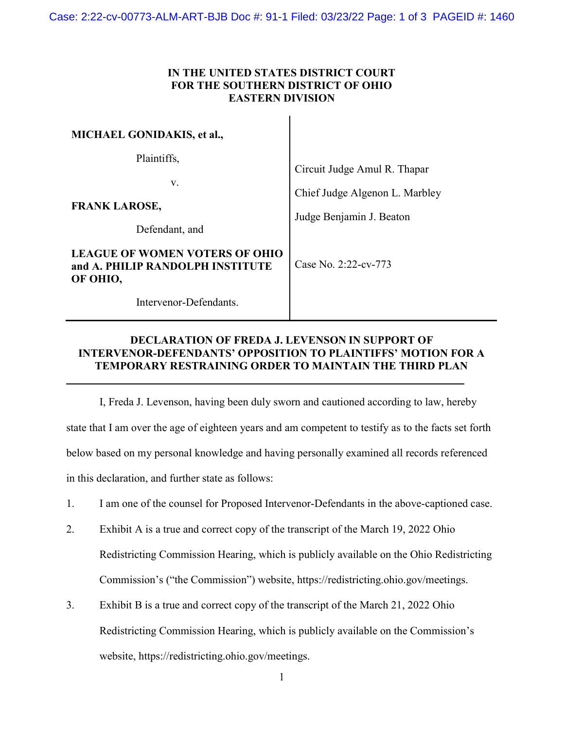**IN THE UNITED STATES DISTRICT COURT**
**FOR THE SOUTHERN DISTRICT OF OHIO**
**EASTERN DIVISION**

| | |
|---|---|
| **MICHAEL GONIDAKIS, et al.,** Plaintiffs, v. **FRANK LAROSE,** Defendant, and **LEAGUE OF WOMEN VOTERS OF OHIO and A. PHILIP RANDOLPH INSTITUTE OF OHIO,** Intervenor-Defendants. | Circuit Judge Amul R. Thapar<br>Chief Judge Algenon L. Marbley<br>Judge Benjamin J. Beaton<br><br>Case No. 2:22-cv-773 |

**DECLARATION OF FREDA J. LEVENSON IN SUPPORT OF INTERVENOR-DEFENDANTS' OPPOSITION TO PLAINTIFFS' MOTION FOR A TEMPORARY RESTRAINING ORDER TO MAINTAIN THE THIRD PLAN**

I, Freda J. Levenson, having been duly sworn and cautioned according to law, hereby state that I am over the age of eighteen years and am competent to testify as to the facts set forth below based on my personal knowledge and having personally examined all records referenced in this declaration, and further state as follows:

1. I am one of the counsel for Proposed Intervenor-Defendants in the above-captioned case.
2. Exhibit A is a true and correct copy of the transcript of the March 19, 2022 Ohio Redistricting Commission Hearing, which is publicly available on the Ohio Redistricting Commission's ("the Commission") website, https://redistricting.ohio.gov/meetings.
3. Exhibit B is a true and correct copy of the transcript of the March 21, 2022 Ohio Redistricting Commission Hearing, which is publicly available on the Commission's website, https://redistricting.ohio.gov/meetings.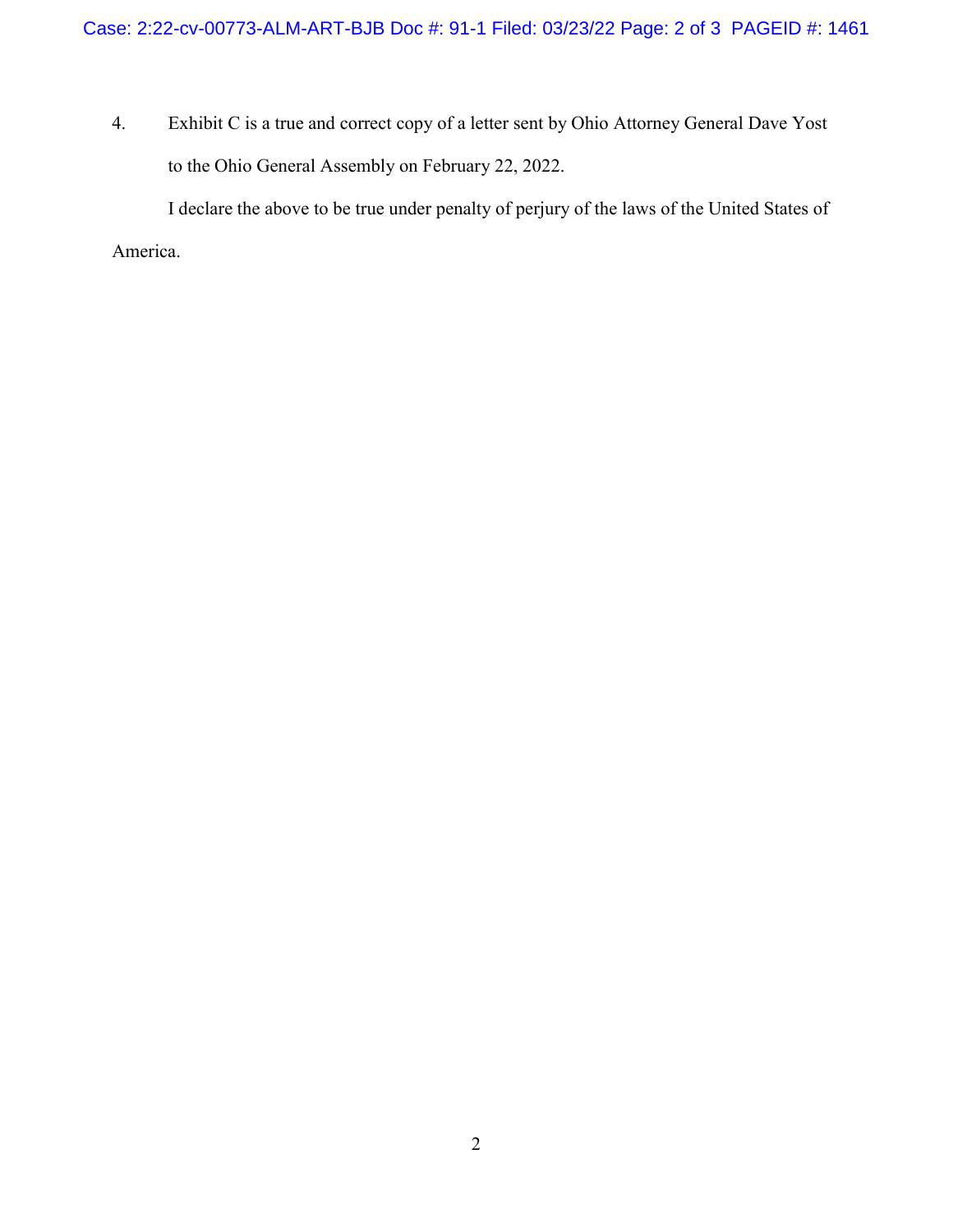4. Exhibit C is a true and correct copy of a letter sent by Ohio Attorney General Dave Yost to the Ohio General Assembly on February 22, 2022.

I declare the above to be true under penalty of perjury of the laws of the United States of America.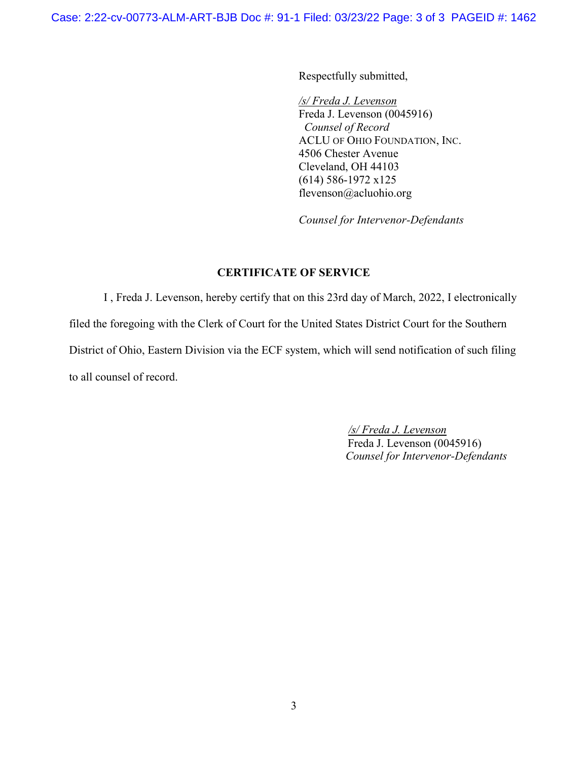Respectfully submitted,

*/s/ Freda J. Levenson*
Freda J. Levenson (0045916)
*Counsel of Record*
ACLU OF OHIO FOUNDATION, INC.
4506 Chester Avenue
Cleveland, OH 44103
(614) 586-1972 x125
flevenson@acluohio.org

*Counsel for Intervenor-Defendants*

**CERTIFICATE OF SERVICE**

I , Freda J. Levenson, hereby certify that on this 23rd day of March, 2022, I electronically filed the foregoing with the Clerk of Court for the United States District Court for the Southern District of Ohio, Eastern Division via the ECF system, which will send notification of such filing to all counsel of record.

*/s/ Freda J. Levenson*
Freda J. Levenson (0045916)
*Counsel for Intervenor-Defendants*